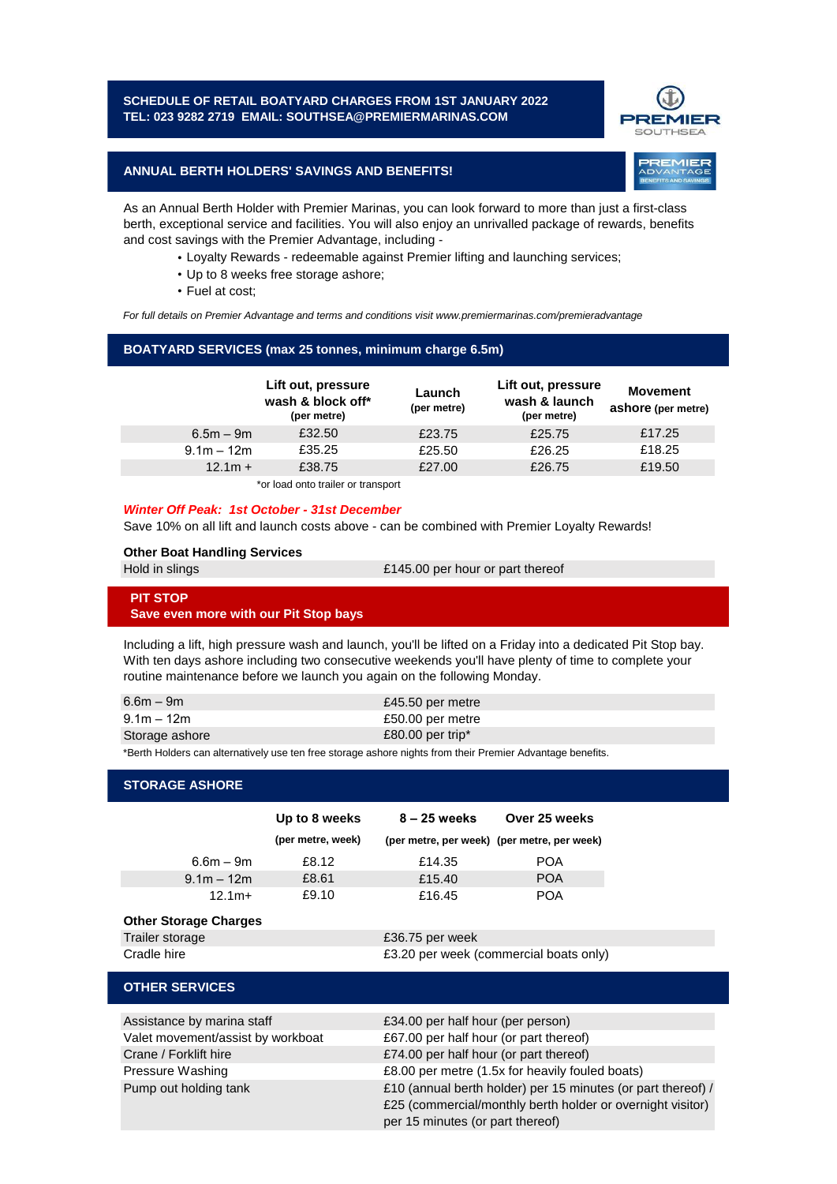# SCHEDULE OF RETAIL BOATYARD CHARGES FROM 1ST JANUARY 2022

**TEL: 023 9282 2719 EMAIL: SOUTHSEA@PREMIERMARINAS.COM**

PREMIER SOUTHSEA

## ANNUAL BERTH HOLDERS' SAVINGS AND BENEFITS!

PREMIER ADVANTAGE BENEFITS AND SAVINGS

As an Annual Berth Holder with Premier Marinas, you can look forward to more than just a first-class berth, exceptional service and facilities. You will also enjoy an unrivalled package of rewards, benefits and cost savings with the Premier Advantage, including -

- Loyalty Rewards - redeemable against Premier lifting and launching services;
- Up to 8 weeks free storage ashore;
- Fuel at cost;

*For full details on Premier Advantage and terms and conditions visit www.premiermarinas.com/premieradvantage*

## BOATYARD SERVICES (max 25 tonnes, minimum charge 6.5m)

| | Lift out, pressure wash & block off* (per metre) | Launch (per metre) | Lift out, pressure wash & launch (per metre) | Movement ashore (per metre) |
|---|---|---|---|---|
| 6.5m – 9m | £32.50 | £23.75 | £25.75 | £17.25 |
| 9.1m – 12m | £35.25 | £25.50 | £26.25 | £18.25 |
| 12.1m + | £38.75 | £27.00 | £26.75 | £19.50 |

*or load onto trailer or transport

***Winter Off Peak: 1st October - 31st December***

Save 10% on all lift and launch costs above - can be combined with Premier Loyalty Rewards!

**Other Boat Handling Services**

| | |
|---|---|
| Hold in slings | £145.00 per hour or part thereof |

## PIT STOP

**Save even more with our Pit Stop bays**

Including a lift, high pressure wash and launch, you'll be lifted on a Friday into a dedicated Pit Stop bay. With ten days ashore including two consecutive weekends you'll have plenty of time to complete your routine maintenance before we launch you again on the following Monday.

| | |
|---|---|
| 6.6m – 9m | £45.50 per metre |
| 9.1m – 12m | £50.00 per metre |
| Storage ashore | £80.00 per trip* |

*Berth Holders can alternatively use ten free storage ashore nights from their Premier Advantage benefits.

## STORAGE ASHORE

| | Up to 8 weeks (per metre, week) | 8 – 25 weeks (per metre, per week) | Over 25 weeks (per metre, per week) |
|---|---|---|---|
| 6.6m – 9m | £8.12 | £14.35 | POA |
| 9.1m – 12m | £8.61 | £15.40 | POA |
| 12.1m+ | £9.10 | £16.45 | POA |

**Other Storage Charges**

| | |
|---|---|
| Trailer storage | £36.75 per week |
| Cradle hire | £3.20 per week (commercial boats only) |

## OTHER SERVICES

| | |
|---|---|
| Assistance by marina staff | £34.00 per half hour (per person) |
| Valet movement/assist by workboat | £67.00 per half hour (or part thereof) |
| Crane / Forklift hire | £74.00 per half hour (or part thereof) |
| Pressure Washing | £8.00 per metre (1.5x for heavily fouled boats) |
| Pump out holding tank | £10 (annual berth holder) per 15 minutes (or part thereof) / £25 (commercial/monthly berth holder or overnight visitor) per 15 minutes (or part thereof) |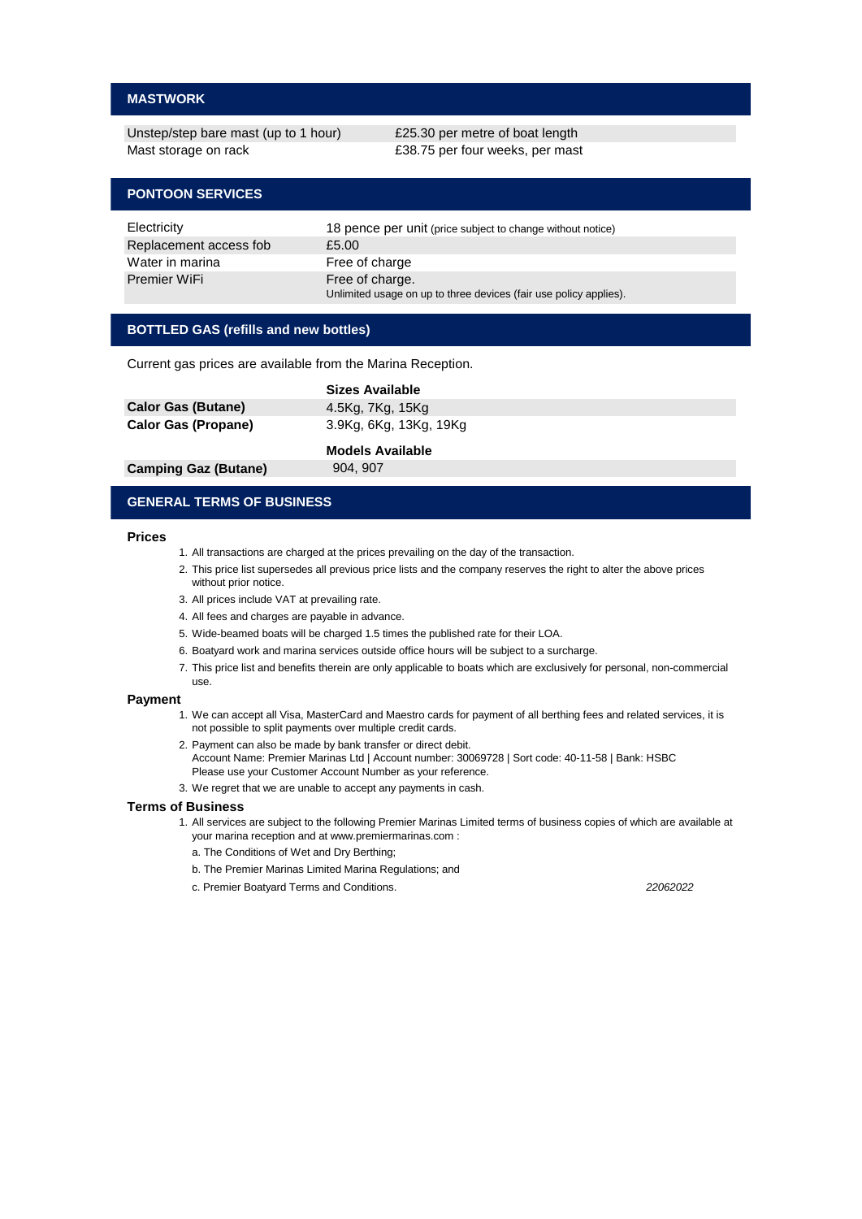## MASTWORK

| | |
|---|---|
| Unstep/step bare mast (up to 1 hour) | £25.30 per metre of boat length |
| Mast storage on rack | £38.75 per four weeks, per mast |

## PONTOON SERVICES

| | |
|---|---|
| Electricity | 18 pence per unit (price subject to change without notice) |
| Replacement access fob | £5.00 |
| Water in marina | Free of charge |
| Premier WiFi | Free of charge.<br>Unlimited usage on up to three devices (fair use policy applies). |

## BOTTLED GAS (refills and new bottles)

Current gas prices are available from the Marina Reception.

| | **Sizes Available** |
|---|---|
| **Calor Gas (Butane)** | 4.5Kg, 7Kg, 15Kg |
| **Calor Gas (Propane)** | 3.9Kg, 6Kg, 13Kg, 19Kg |
| | **Models Available** |
| **Camping Gaz (Butane)** | 904, 907 |

## GENERAL TERMS OF BUSINESS

### Prices

1. All transactions are charged at the prices prevailing on the day of the transaction.
2. This price list supersedes all previous price lists and the company reserves the right to alter the above prices without prior notice.
3. All prices include VAT at prevailing rate.
4. All fees and charges are payable in advance.
5. Wide-beamed boats will be charged 1.5 times the published rate for their LOA.
6. Boatyard work and marina services outside office hours will be subject to a surcharge.
7. This price list and benefits therein are only applicable to boats which are exclusively for personal, non-commercial use.

### Payment

1. We can accept all Visa, MasterCard and Maestro cards for payment of all berthing fees and related services, it is not possible to split payments over multiple credit cards.
2. Payment can also be made by bank transfer or direct debit.
   Account Name: Premier Marinas Ltd | Account number: 30069728 | Sort code: 40-11-58 | Bank: HSBC
   Please use your Customer Account Number as your reference.
3. We regret that we are unable to accept any payments in cash.

### Terms of Business

1. All services are subject to the following Premier Marinas Limited terms of business copies of which are available at your marina reception and at www.premiermarinas.com :
   a. The Conditions of Wet and Dry Berthing;
   b. The Premier Marinas Limited Marina Regulations; and
   c. Premier Boatyard Terms and Conditions.

*22062022*